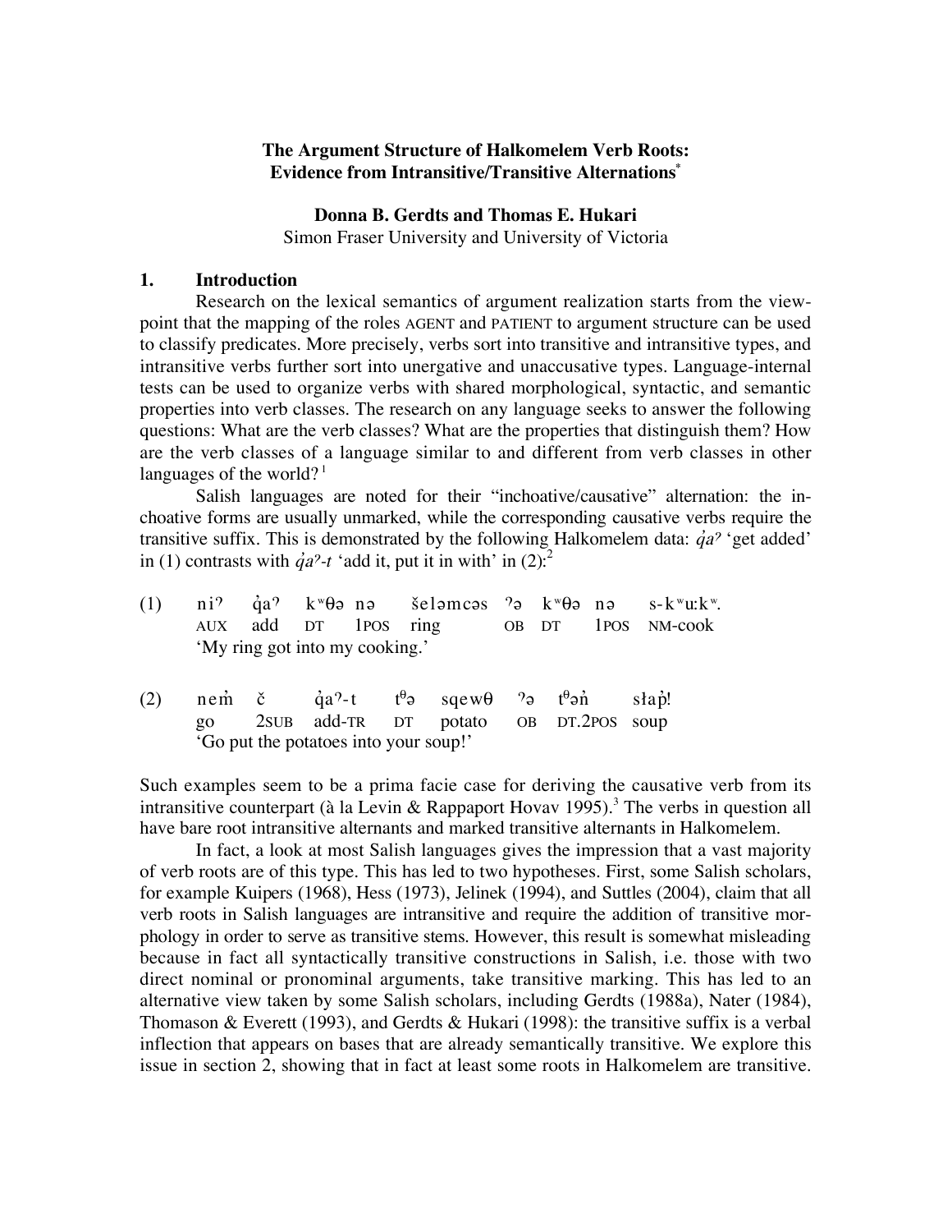# The Argument Structure of Halkomelem Verb Roots: Evidence from Intransitive/Transitive Alternations[*]

**Donna B. Gerdts and Thomas E. Hukari**
Simon Fraser University and University of Victoria

## 1. Introduction

Research on the lexical semantics of argument realization starts from the viewpoint that the mapping of the roles AGENT and PATIENT to argument structure can be used to classify predicates. More precisely, verbs sort into transitive and intransitive types, and intransitive verbs further sort into unergative and unaccusative types. Language-internal tests can be used to organize verbs with shared morphological, syntactic, and semantic properties into verb classes. The research on any language seeks to answer the following questions: What are the verb classes? What are the properties that distinguish them? How are the verb classes of a language similar to and different from verb classes in other languages of the world?[1]

Salish languages are noted for their "inchoative/causative" alternation: the inchoative forms are usually unmarked, while the corresponding causative verbs require the transitive suffix. This is demonstrated by the following Halkomelem data: *q̓aʔ* 'get added' in (1) contrasts with *q̓aʔ-t* 'add it, put it in with' in (2):[2]

(1) niʔ q̓aʔ kʷθə nə šeləmcəs ʔə kʷθə nə s-kʷuːkʷ.
AUX add DT 1POS ring OB DT 1POS NM-cook
'My ring got into my cooking.'

(2) nem̓ č q̓aʔ-t tᶿə sqewθ ʔə tᶿən̓ słap̓!
go 2SUB add-TR DT potato OB DT.2POS soup
'Go put the potatoes into your soup!'

Such examples seem to be a prima facie case for deriving the causative verb from its intransitive counterpart (à la Levin & Rappaport Hovav 1995).[3] The verbs in question all have bare root intransitive alternants and marked transitive alternants in Halkomelem.

In fact, a look at most Salish languages gives the impression that a vast majority of verb roots are of this type. This has led to two hypotheses. First, some Salish scholars, for example Kuipers (1968), Hess (1973), Jelinek (1994), and Suttles (2004), claim that all verb roots in Salish languages are intransitive and require the addition of transitive morphology in order to serve as transitive stems. However, this result is somewhat misleading because in fact all syntactically transitive constructions in Salish, i.e. those with two direct nominal or pronominal arguments, take transitive marking. This has led to an alternative view taken by some Salish scholars, including Gerdts (1988a), Nater (1984), Thomason & Everett (1993), and Gerdts & Hukari (1998): the transitive suffix is a verbal inflection that appears on bases that are already semantically transitive. We explore this issue in section 2, showing that in fact at least some roots in Halkomelem are transitive.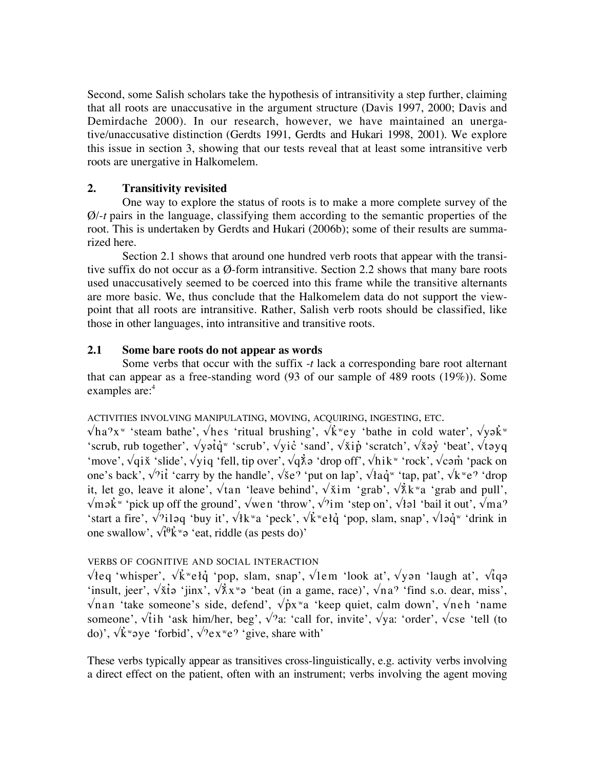Second, some Salish scholars take the hypothesis of intransitivity a step further, claiming that all roots are unaccusative in the argument structure (Davis 1997, 2000; Davis and Demirdache 2000). In our research, however, we have maintained an unergative/unaccusative distinction (Gerdts 1991, Gerdts and Hukari 1998, 2001). We explore this issue in section 3, showing that our tests reveal that at least some intransitive verb roots are unergative in Halkomelem.

## 2. Transitivity revisited

One way to explore the status of roots is to make a more complete survey of the Ø/*-t* pairs in the language, classifying them according to the semantic properties of the root. This is undertaken by Gerdts and Hukari (2006b); some of their results are summarized here.

Section 2.1 shows that around one hundred verb roots that appear with the transitive suffix do not occur as a Ø-form intransitive. Section 2.2 shows that many bare roots used unaccusatively seemed to be coerced into this frame while the transitive alternants are more basic. We, thus conclude that the Halkomelem data do not support the viewpoint that all roots are intransitive. Rather, Salish verb roots should be classified, like those in other languages, into intransitive and transitive roots.

### 2.1 Some bare roots do not appear as words

Some verbs that occur with the suffix *-t* lack a corresponding bare root alternant that can appear as a free-standing word (93 of our sample of 489 roots (19%)). Some examples are:[4]

ACTIVITIES INVOLVING MANIPULATING, MOVING, ACQUIRING, INGESTING, ETC.

√haʔxʷ 'steam bathe', √hes 'ritual brushing', √k̓ʷey 'bathe in cold water', √yək̓ʷ 'scrub, rub together', √yəƛ̓q̓ʷ 'scrub', √yic̓ 'sand', √x̌ip̓ 'scratch', √x̌əy̓ 'beat', √təyq 'move', √qix̌ 'slide', √yiq 'fell, tip over', √qƛ̓ə 'drop off', √hikʷ 'rock', √cəm̓ 'pack on one's back', √ʔit̓ 'carry by the handle', √šeʔ 'put on lap', √ɬaq̓ʷ 'tap, pat', √kʷeʔ 'drop it, let go, leave it alone', √tan 'leave behind', √x̌im 'grab', √ƛ̓kʷa 'grab and pull', √mək̓ʷ 'pick up off the ground', √wen 'throw', √ʔim 'step on', √ɬəl 'bail it out', √maʔ 'start a fire', √ʔiləq 'buy it', √ɬkʷa 'peck', √k̓ʷeɬq̓ 'pop, slam, snap', √ləq̓ʷ 'drink in one swallow', √t̓θk̓ʷə 'eat, riddle (as pests do)'

VERBS OF COGNITIVE AND SOCIAL INTERACTION

√ɬeq 'whisper', √k̓ʷeɬq̓ 'pop, slam, snap', √lem 'look at', √yən 'laugh at', √t̓qə 'insult, jeer', √x̌t̓ə 'jinx', √ƛ̓xʷə 'beat (in a game, race)', √naʔ 'find s.o. dear, miss', √nan 'take someone's side, defend', √p̓xʷa 'keep quiet, calm down', √neh 'name someone', √t̓ih 'ask him/her, beg', √ʔa: 'call for, invite', √ya: 'order', √cse 'tell (to do)', √k̓ʷəye 'forbid', √ʔexʷeʔ 'give, share with'

These verbs typically appear as transitives cross-linguistically, e.g. activity verbs involving a direct effect on the patient, often with an instrument; verbs involving the agent moving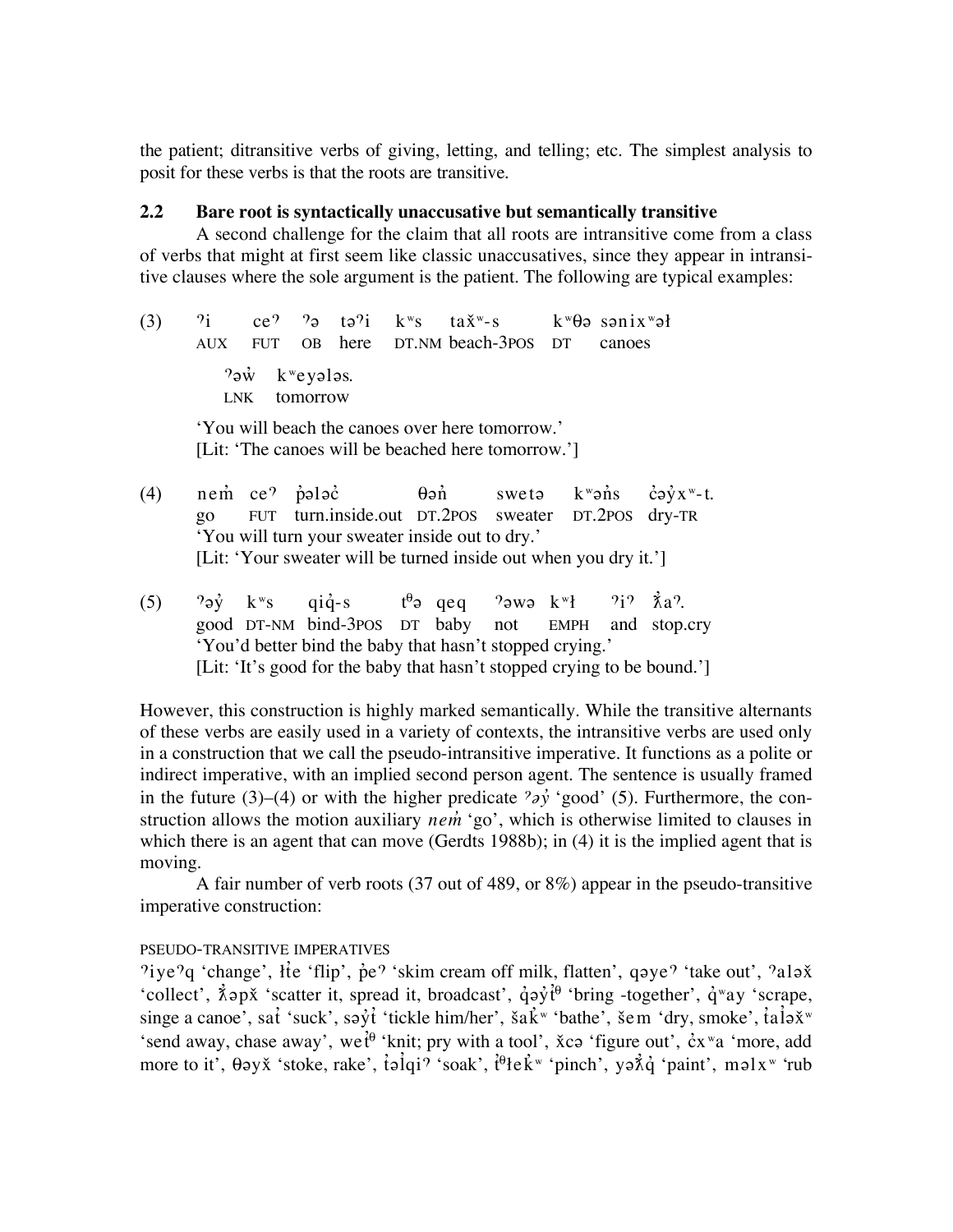the patient; ditransitive verbs of giving, letting, and telling; etc. The simplest analysis to posit for these verbs is that the roots are transitive.

### 2.2 Bare root is syntactically unaccusative but semantically transitive

A second challenge for the claim that all roots are intransitive come from a class of verbs that might at first seem like classic unaccusatives, since they appear in intransitive clauses where the sole argument is the patient. The following are typical examples:

(3) ʔi ceʔ ʔə təʔi kʷs tax̌ʷ-s kʷθə sənixʷəɬ
AUX FUT OB here DT.NM beach-3POS DT canoes

ʔəw̓ kʷeyələs.
LNK tomorrow

'You will beach the canoes over here tomorrow.'
[Lit: 'The canoes will be beached here tomorrow.']

(4) nem̓ ceʔ p̓ələc̓ θən̓ swetə kʷən̓s c̓əy̓xʷ-t.
go FUT turn.inside.out DT.2POS sweater DT.2POS dry-TR
'You will turn your sweater inside out to dry.'
[Lit: 'Your sweater will be turned inside out when you dry it.']

(5) ʔəy̓ kʷs qiq̓-s tᶿə qeq ʔəwə kʷɬ ʔiʔ ƛ̓aʔ.
good DT-NM bind-3POS DT baby not EMPH and stop.cry
'You'd better bind the baby that hasn't stopped crying.'
[Lit: 'It's good for the baby that hasn't stopped crying to be bound.']

However, this construction is highly marked semantically. While the transitive alternants of these verbs are easily used in a variety of contexts, the intransitive verbs are used only in a construction that we call the pseudo-intransitive imperative. It functions as a polite or indirect imperative, with an implied second person agent. The sentence is usually framed in the future (3)–(4) or with the higher predicate *ʔəy̓* 'good' (5). Furthermore, the construction allows the motion auxiliary *nem̓* 'go', which is otherwise limited to clauses in which there is an agent that can move (Gerdts 1988b); in (4) it is the implied agent that is moving.

A fair number of verb roots (37 out of 489, or 8%) appear in the pseudo-transitive imperative construction:

PSEUDO-TRANSITIVE IMPERATIVES
ʔiyeʔq 'change', ɬ̓e 'flip', p̓eʔ 'skim cream off milk, flatten', qəyeʔ 'take out', ʔaləx̌ 'collect', ƛ̓əpx̌ 'scatter it, spread it, broadcast', q̓əy̓t̓ᶿ 'bring -together', q̓ʷay 'scrape, singe a canoe', sat̓ 'suck', səy̓t̓ 'tickle him/her', šak̓ʷ 'bathe', šem 'dry, smoke', t̓al̓əx̌ʷ 'send away, chase away', wet̓ᶿ 'knit; pry with a tool', x̌cə 'figure out', c̓xʷa 'more, add more to it', θəyx̌ 'stoke, rake', t̓əl̓qiʔ 'soak', t̓ᶿɬek̓ʷ 'pinch', yəƛ̓q̓ 'paint', məlxʷ 'rub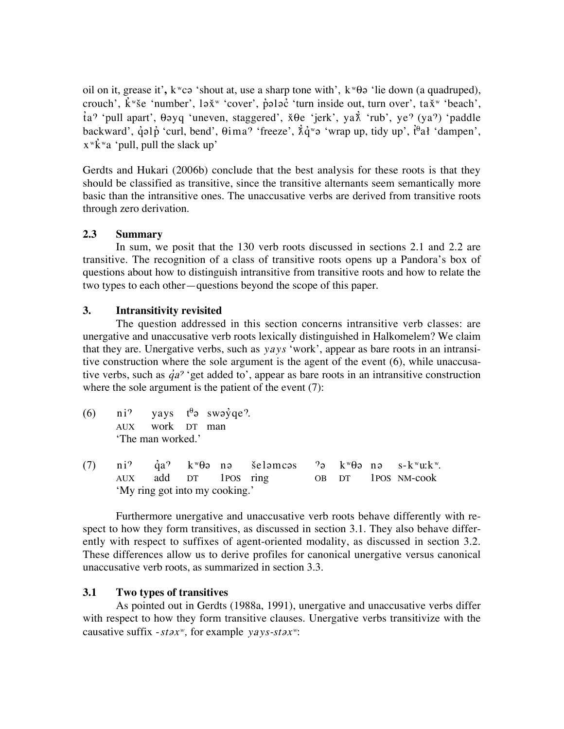oil on it, grease it', **k**ʷcə 'shout at, use a sharp tone with', kʷθə 'lie down (a quadruped), crouch', k̓ʷše 'number', ləx̌ʷ 'cover', p̓ələc̓ 'turn inside out, turn over', tax̌ʷ 'beach', t̓aʔ 'pull apart', θəyq 'uneven, staggered', x̌θe 'jerk', yaƛ̓ 'rub', yeʔ (yaʔ) 'paddle backward', q̓əlp̓ 'curl, bend', θimaʔ 'freeze', ƛ̓q̓ʷə 'wrap up, tidy up', t̓ᶿał 'dampen', xʷk̓ʷa 'pull, pull the slack up'

Gerdts and Hukari (2006b) conclude that the best analysis for these roots is that they should be classified as transitive, since the transitive alternants seem semantically more basic than the intransitive ones. The unaccusative verbs are derived from transitive roots through zero derivation.

### 2.3 Summary

In sum, we posit that the 130 verb roots discussed in sections 2.1 and 2.2 are transitive. The recognition of a class of transitive roots opens up a Pandora's box of questions about how to distinguish intransitive from transitive roots and how to relate the two types to each other—questions beyond the scope of this paper.

## 3. Intransitivity revisited

The question addressed in this section concerns intransitive verb classes: are unergative and unaccusative verb roots lexically distinguished in Halkomelem? We claim that they are. Unergative verbs, such as *yays* 'work', appear as bare roots in an intransitive construction where the sole argument is the agent of the event (6), while unaccusative verbs, such as *q̓aʔ* 'get added to', appear as bare roots in an intransitive construction where the sole argument is the patient of the event (7):

(6) niʔ yays tᶿə swəy̓qeʔ.
AUX work DT man
'The man worked.'

(7) niʔ q̓aʔ kʷθə nə šeləmcəs ʔə kʷθə nə s-kʷuːkʷ.
AUX add DT 1POS ring OB DT 1POS NM-cook
'My ring got into my cooking.'

Furthermore unergative and unaccusative verb roots behave differently with respect to how they form transitives, as discussed in section 3.1. They also behave differently with respect to suffixes of agent-oriented modality, as discussed in section 3.2. These differences allow us to derive profiles for canonical unergative versus canonical unaccusative verb roots, as summarized in section 3.3.

### 3.1 Two types of transitives

As pointed out in Gerdts (1988a, 1991), unergative and unaccusative verbs differ with respect to how they form transitive clauses. Unergative verbs transitivize with the causative suffix *-stəxʷ*, for example *yays-stəxʷ*: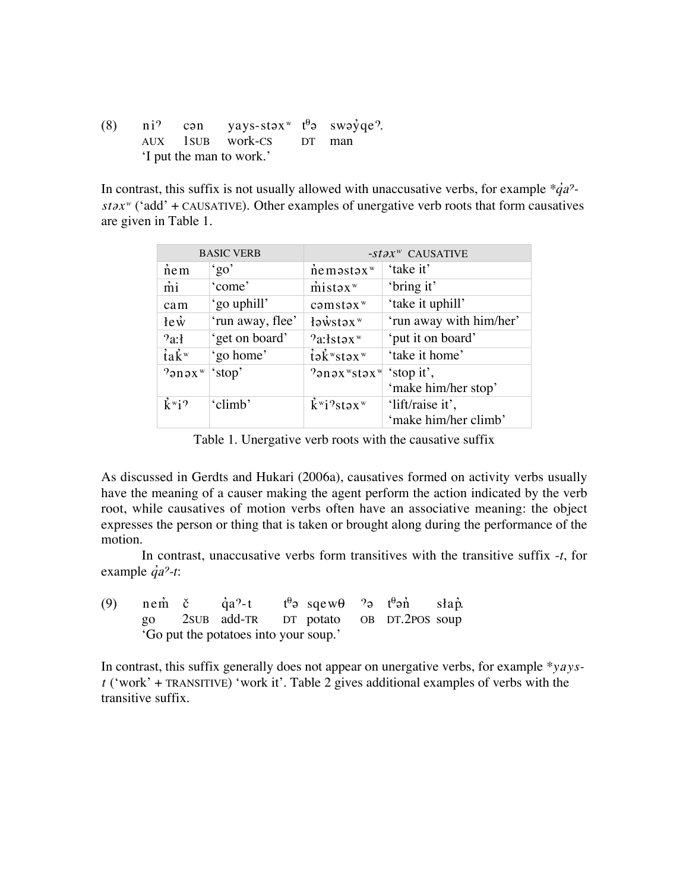(8) niʔ cən yays-stəxʷ tᶿə swəy̓qeʔ.
AUX 1SUB work-CS DT man
'I put the man to work.'

In contrast, this suffix is not usually allowed with unaccusative verbs, for example **q̓aʔ-stəxʷ* ('add' + CAUSATIVE). Other examples of unergative verb roots that form causatives are given in Table 1.

| BASIC VERB | | *-stəxʷ* CAUSATIVE | |
|---|---|---|---|
| n̓em | 'go' | n̓eməstəxʷ | 'take it' |
| m̓i | 'come' | m̓istəxʷ | 'bring it' |
| cam | 'go uphill' | cəmstəxʷ | 'take it uphill' |
| ɬew̓ | 'run away, flee' | ɬəw̓stəxʷ | 'run away with him/her' |
| ʔa:ɬ | 'get on board' | ʔa:ɬstəxʷ | 'put it on board' |
| t̓ak̓ʷ | 'go home' | t̓ək̓ʷstəxʷ | 'take it home' |
| ʔənəxʷ | 'stop' | ʔənəxʷstəxʷ | 'stop it', 'make him/her stop' |
| k̓ʷiʔ | 'climb' | k̓ʷiʔstəxʷ | 'lift/raise it', 'make him/her climb' |

Table 1. Unergative verb roots with the causative suffix

As discussed in Gerdts and Hukari (2006a), causatives formed on activity verbs usually have the meaning of a causer making the agent perform the action indicated by the verb root, while causatives of motion verbs often have an associative meaning: the object expresses the person or thing that is taken or brought along during the performance of the motion.

In contrast, unaccusative verbs form transitives with the transitive suffix *-t*, for example *q̓aʔ-t*:

(9) nem̓ č q̓aʔ-t tᶿə sqewθ ʔə tᶿən̓ sɬap̓.
go 2SUB add-TR DT potato OB DT.2POS soup
'Go put the potatoes into your soup.'

In contrast, this suffix generally does not appear on unergative verbs, for example **yays-t* ('work' + TRANSITIVE) 'work it'. Table 2 gives additional examples of verbs with the transitive suffix.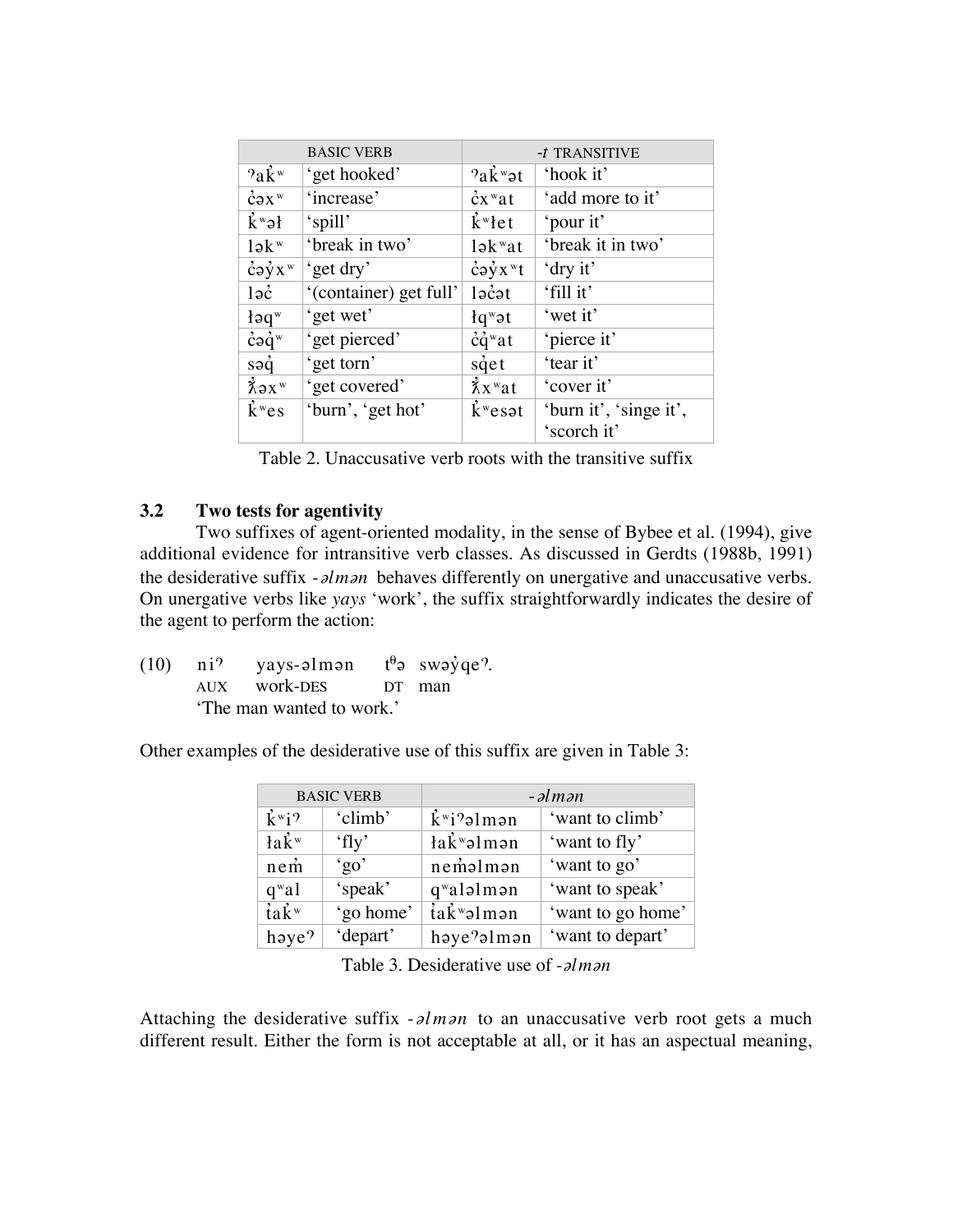| BASIC VERB | | -*t* TRANSITIVE | |
|---|---|---|---|
| ʔak̓ʷ | 'get hooked' | ʔak̓ʷət | 'hook it' |
| c̓əxʷ | 'increase' | c̓xʷat | 'add more to it' |
| k̓ʷəɬ | 'spill' | k̓ʷɬet | 'pour it' |
| ləkʷ | 'break in two' | ləkʷat | 'break it in two' |
| c̓əy̓xʷ | 'get dry' | c̓əy̓xʷt | 'dry it' |
| ləc̓ | '(container) get full' | ləc̓ət | 'fill it' |
| ɬəqʷ | 'get wet' | ɬqʷət | 'wet it' |
| c̓əq̓ʷ | 'get pierced' | c̓q̓ʷat | 'pierce it' |
| səq̓ | 'get torn' | sq̓et | 'tear it' |
| ƛ̓əxʷ | 'get covered' | ƛ̓xʷat | 'cover it' |
| k̓ʷes | 'burn', 'get hot' | k̓ʷesət | 'burn it', 'singe it', 'scorch it' |

Table 2. Unaccusative verb roots with the transitive suffix

### 3.2 Two tests for agentivity

Two suffixes of agent-oriented modality, in the sense of Bybee et al. (1994), give additional evidence for intransitive verb classes. As discussed in Gerdts (1988b, 1991) the desiderative suffix *-əlmən* behaves differently on unergative and unaccusative verbs. On unergative verbs like *yays* 'work', the suffix straightforwardly indicates the desire of the agent to perform the action:

(10) niʔ yays-əlmən tᶿə swəy̓qeʔ.
 AUX work-DES DT man
 'The man wanted to work.'

Other examples of the desiderative use of this suffix are given in Table 3:

| BASIC VERB | | *-əlmən* | |
|---|---|---|---|
| k̓ʷiʔ | 'climb' | k̓ʷiʔəlmən | 'want to climb' |
| ɬak̓ʷ | 'fly' | ɬak̓ʷəlmən | 'want to fly' |
| nem̓ | 'go' | nem̓əlmən | 'want to go' |
| qʷal | 'speak' | qʷaləlmən | 'want to speak' |
| t̓ak̓ʷ | 'go home' | t̓ak̓ʷəlmən | 'want to go home' |
| həyeʔ | 'depart' | həyeʔəlmən | 'want to depart' |

Table 3. Desiderative use of *-əlmən*

Attaching the desiderative suffix *-əlmən* to an unaccusative verb root gets a much different result. Either the form is not acceptable at all, or it has an aspectual meaning,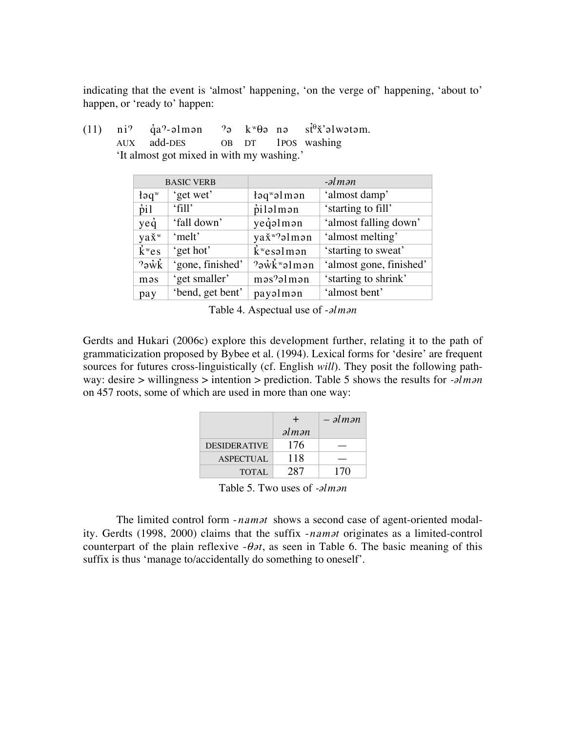indicating that the event is 'almost' happening, 'on the verge of' happening, 'about to' happen, or 'ready to' happen:

(11) niʔ q̓aʔ-əlmən ʔə kʷθə nə st̓θx̌'əlwətəm.
AUX add-DES OB DT 1POS washing
'It almost got mixed in with my washing.'

| BASIC VERB | | *-əlmən* | |
|---|---|---|---|
| łəqʷ | 'get wet' | łəqʷəlmən | 'almost damp' |
| p̓il | 'fill' | p̓iləlmən | 'starting to fill' |
| yeq̓ | 'fall down' | yeq̓əlmən | 'almost falling down' |
| yax̌ʷ | 'melt' | yax̌ʷʔəlmən | 'almost melting' |
| k̓ʷes | 'get hot' | k̓ʷesəlmən | 'starting to sweat' |
| ʔəw̓k̓ | 'gone, finished' | ʔəw̓k̓ʷəlmən | 'almost gone, finished' |
| məs | 'get smaller' | məsʔəlmən | 'starting to shrink' |
| pay | 'bend, get bent' | payəlmən | 'almost bent' |

Table 4. Aspectual use of *-əlmən*

Gerdts and Hukari (2006c) explore this development further, relating it to the path of grammaticization proposed by Bybee et al. (1994). Lexical forms for 'desire' are frequent sources for futures cross-linguistically (cf. English *will*). They posit the following pathway: desire > willingness > intention > prediction. Table 5 shows the results for *-əlmən* on 457 roots, some of which are used in more than one way:

| | + *əlmən* | – *əlmən* |
|---|---|---|
| DESIDERATIVE | 176 | — |
| ASPECTUAL | 118 | — |
| TOTAL | 287 | 170 |

Table 5. Two uses of *-əlmən*

The limited control form *-namət* shows a second case of agent-oriented modality. Gerdts (1998, 2000) claims that the suffix *-namət* originates as a limited-control counterpart of the plain reflexive *-θət*, as seen in Table 6. The basic meaning of this suffix is thus 'manage to/accidentally do something to oneself'.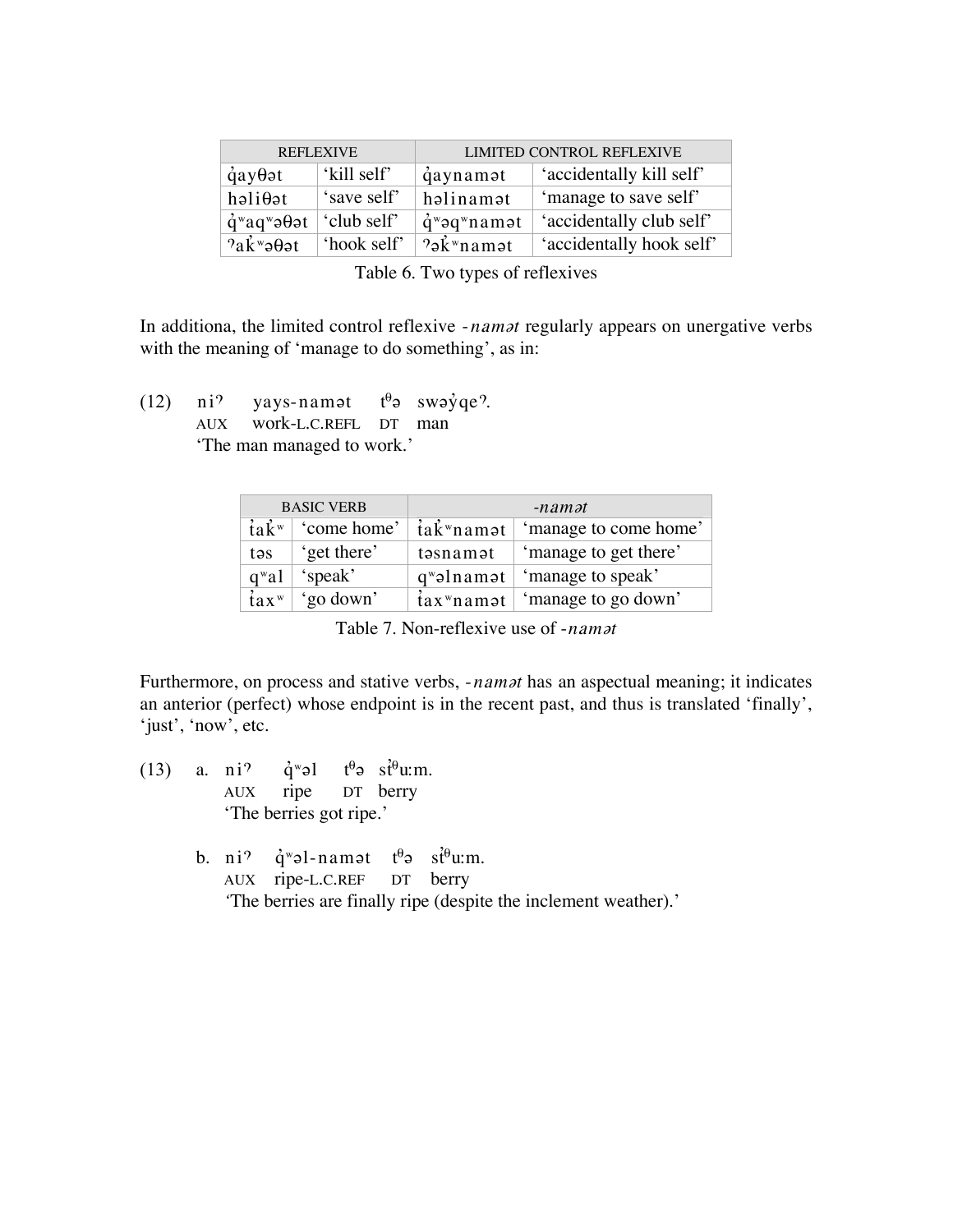| REFLEXIVE | | LIMITED CONTROL REFLEXIVE | |
|---|---|---|---|
| q̓ayθət | 'kill self' | q̓aynamət | 'accidentally kill self' |
| həliθət | 'save self' | həlinamət | 'manage to save self' |
| q̓ʷaqʷəθət | 'club self' | q̓ʷəqʷnamət | 'accidentally club self' |
| ʔak̓ʷəθət | 'hook self' | ʔək̓ʷnamət | 'accidentally hook self' |

Table 6. Two types of reflexives

In additiona, the limited control reflexive *-namət* regularly appears on unergative verbs with the meaning of 'manage to do something', as in:

(12) niʔ yays-namət tᶿə swəy̓qeʔ.
AUX work-L.C.REFL DT man
'The man managed to work.'

| BASIC VERB | | *-namət* | |
|---|---|---|---|
| t̓ak̓ʷ | 'come home' | t̓ak̓ʷnamət | 'manage to come home' |
| təs | 'get there' | təsnamət | 'manage to get there' |
| qʷal | 'speak' | qʷəlnamət | 'manage to speak' |
| t̓axʷ | 'go down' | t̓axʷnamət | 'manage to go down' |

Table 7. Non-reflexive use of *-namət*

Furthermore, on process and stative verbs, *-namət* has an aspectual meaning; it indicates an anterior (perfect) whose endpoint is in the recent past, and thus is translated 'finally', 'just', 'now', etc.

(13) a. niʔ q̓ʷəl tᶿə st̓ᶿuːm.
AUX ripe DT berry
'The berries got ripe.'

b. niʔ q̓ʷəl-namət tᶿə st̓ᶿuːm.
AUX ripe-L.C.REF DT berry
'The berries are finally ripe (despite the inclement weather).'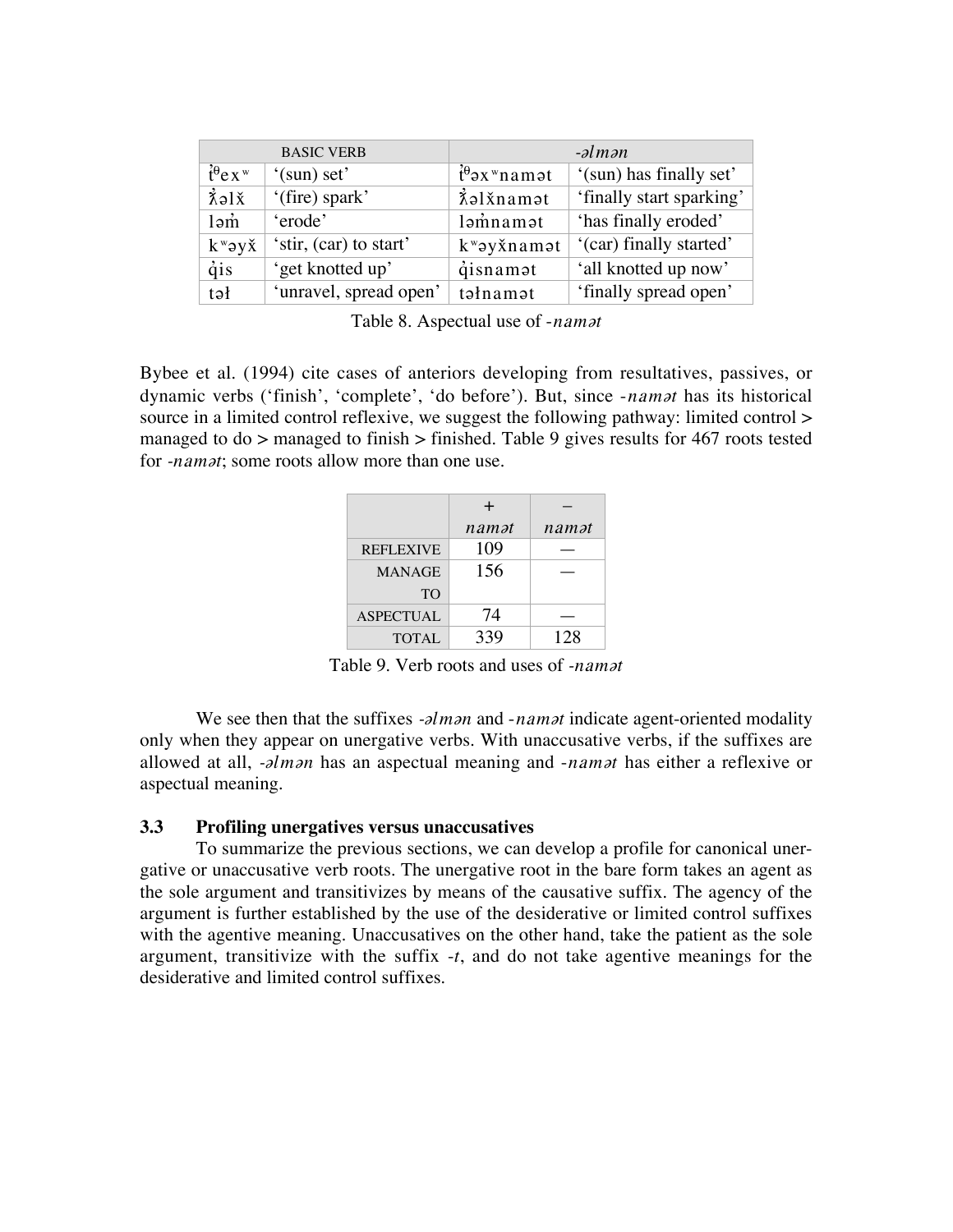| BASIC VERB | | *-əlmən* | |
|---|---|---|---|
| t̓θexʷ | '(sun) set' | t̓θəxʷnamət | '(sun) has finally set' |
| ƛ̓əlx̌ | '(fire) spark' | ƛ̓əlx̌namət | 'finally start sparking' |
| ləm̓ | 'erode' | ləm̓namət | 'has finally eroded' |
| kʷəyx̌ | 'stir, (car) to start' | kʷəyx̌namət | '(car) finally started' |
| q̓is | 'get knotted up' | q̓isnamət | 'all knotted up now' |
| təɬ | 'unravel, spread open' | təɬnamət | 'finally spread open' |

Table 8. Aspectual use of *-namət*

Bybee et al. (1994) cite cases of anteriors developing from resultatives, passives, or dynamic verbs ('finish', 'complete', 'do before'). But, since *-namət* has its historical source in a limited control reflexive, we suggest the following pathway: limited control > managed to do > managed to finish > finished. Table 9 gives results for 467 roots tested for *-namət*; some roots allow more than one use.

| | + *namət* | – *namət* |
|---|---|---|
| REFLEXIVE | 109 | — |
| MANAGE TO | 156 | — |
| ASPECTUAL | 74 | — |
| TOTAL | 339 | 128 |

Table 9. Verb roots and uses of *-namət*

We see then that the suffixes *-əlmən* and *-namət* indicate agent-oriented modality only when they appear on unergative verbs. With unaccusative verbs, if the suffixes are allowed at all, *-əlmən* has an aspectual meaning and *-namət* has either a reflexive or aspectual meaning.

### 3.3 Profiling unergatives versus unaccusatives

To summarize the previous sections, we can develop a profile for canonical unergative or unaccusative verb roots. The unergative root in the bare form takes an agent as the sole argument and transitivizes by means of the causative suffix. The agency of the argument is further established by the use of the desiderative or limited control suffixes with the agentive meaning. Unaccusatives on the other hand, take the patient as the sole argument, transitivize with the suffix *-t*, and do not take agentive meanings for the desiderative and limited control suffixes.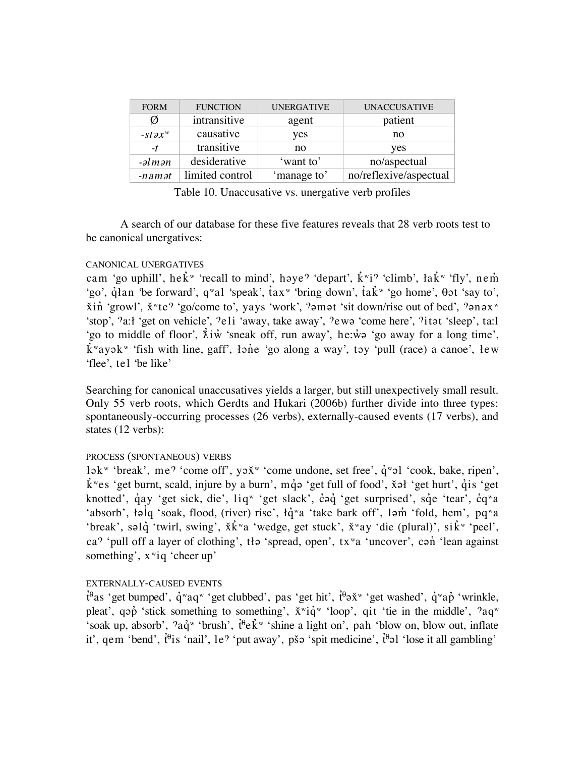| FORM | FUNCTION | UNERGATIVE | UNACCUSATIVE |
|---|---|---|---|
| Ø | intransitive | agent | patient |
| *-stəxʷ* | causative | yes | no |
| *-t* | transitive | no | yes |
| *-əlmən* | desiderative | ‘want to’ | no/aspectual |
| *-namət* | limited control | ‘manage to’ | no/reflexive/aspectual |

Table 10. Unaccusative vs. unergative verb profiles

A search of our database for these five features reveals that 28 verb roots test to be canonical unergatives:

CANONICAL UNERGATIVES

cam ‘go uphill’, hek̓ʷ ‘recall to mind’, həyeʔ ‘depart’, k̓ʷiʔ ‘climb’, ɬak̓ʷ ‘fly’, nem̓ ‘go’, q̓ɬan ‘be forward’, qʷal ‘speak’, t̓axʷ ‘bring down’, t̓ak̓ʷ ‘go home’, θət ‘say to’, x̌in̓ ‘growl’, x̌ʷteʔ ‘go/come to’, yays ‘work’, ʔəmət ‘sit down/rise out of bed’, ʔənəxʷ ‘stop’, ʔa:ɬ ‘get on vehicle’, ʔeli ‘away, take away’, ʔewə ‘come here’, ʔitət ‘sleep’, ta:l ‘go to middle of floor’, ƛ̓iw̓ ‘sneak off, run away’, he:w̓ə ‘go away for a long time’, k̓ʷayəkʷ ‘fish with line, gaff’, ɬən̓e ‘go along a way’, təy ‘pull (race) a canoe’, ɬew ‘flee’, tel ‘be like’

Searching for canonical unaccusatives yields a larger, but still unexpectively small result. Only 55 verb roots, which Gerdts and Hukari (2006b) further divide into three types: spontaneously-occurring processes (26 verbs), externally-caused events (17 verbs), and states (12 verbs):

PROCESS (SPONTANEOUS) VERBS

ləkʷ ‘break’, meʔ ‘come off’, yəx̌ʷ ‘come undone, set free’, q̓ʷəl ‘cook, bake, ripen’, k̓ʷes ‘get burnt, scald, injure by a burn’, mq̓ə ‘get full of food’, x̌əɬ ‘get hurt’, q̓is ‘get knotted’, q̓ay ‘get sick, die’, liqʷ ‘get slack’, c̓əq̓ ‘get surprised’, sq̓e ‘tear’, c̓qʷa ‘absorb’, ɬəl̓q ‘soak, flood, (river) rise’, ɬq̓ʷa ‘take bark off’, ləm̓ ‘fold, hem’, pqʷa ‘break’, səlq̓ ‘twirl, swing’, x̌k̓ʷa ‘wedge, get stuck’, x̌ʷay ‘die (plural)’, sik̓ʷ ‘peel’, caʔ ‘pull off a layer of clothing’, tɬə ‘spread, open’, txʷa ‘uncover’, cən̓ ‘lean against something’, xʷiq ‘cheer up’

EXTERNALLY-CAUSED EVENTS

t̓θas ‘get bumped’, q̓ʷaqʷ ‘get clubbed’, pas ‘get hit’, t̓θəx̌ʷ ‘get washed’, q̓ʷap̓ ‘wrinkle, pleat’, qəp̓ ‘stick something to something’, x̌ʷiq̓ʷ ‘loop’, qit ‘tie in the middle’, ʔaqʷ ‘soak up, absorb’, ʔaq̓ʷ ‘brush’, t̓θek̓ʷ ‘shine a light on’, pah ‘blow on, blow out, inflate it’, qem ‘bend’, t̓θis ‘nail’, leʔ ‘put away’, pšə ‘spit medicine’, t̓θəl ‘lose it all gambling’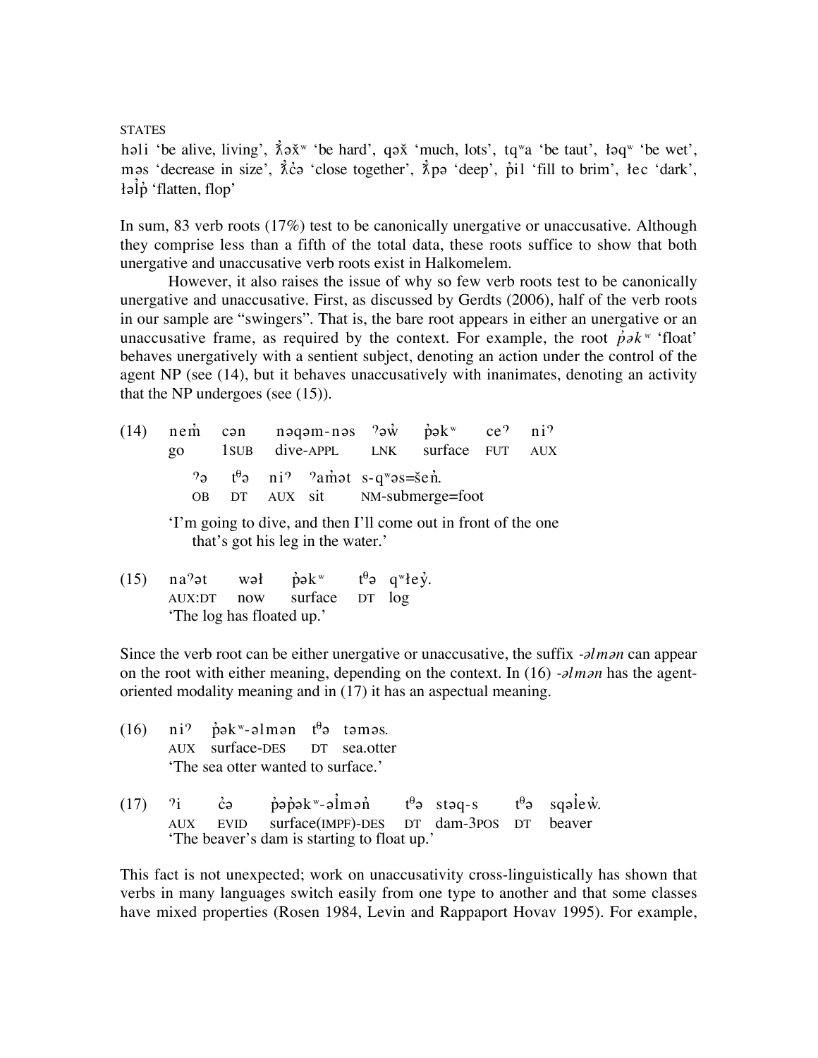STATES

həli 'be alive, living', ƛ̓əx̌ʷ 'be hard', qəx̌ 'much, lots', tqʷa 'be taut', ɬəqʷ 'be wet', məs 'decrease in size', ƛ̓c̓ə 'close together', ƛ̓pə 'deep', p̓il 'fill to brim', ɬec 'dark', ɬəl̓p̓ 'flatten, flop'

In sum, 83 verb roots (17%) test to be canonically unergative or unaccusative. Although they comprise less than a fifth of the total data, these roots suffice to show that both unergative and unaccusative verb roots exist in Halkomelem.

However, it also raises the issue of why so few verb roots test to be canonically unergative and unaccusative. First, as discussed by Gerdts (2006), half of the verb roots in our sample are "swingers". That is, the bare root appears in either an unergative or an unaccusative frame, as required by the context. For example, the root *p̓əkʷ* 'float' behaves unergatively with a sentient subject, denoting an action under the control of the agent NP (see (14), but it behaves unaccusatively with inanimates, denoting an activity that the NP undergoes (see (15)).

(14) nem̓ cən nəqəm-nəs ʔəw̓ p̓əkʷ ceʔ niʔ
  go 1SUB dive-APPL LNK surface FUT AUX
  ʔə tᶿə niʔ ʔam̓ət s-qʷəs=šen̓.
  OB DT AUX sit NM-submerge=foot
  'I'm going to dive, and then I'll come out in front of the one that's got his leg in the water.'

(15) naʔət wəɬ p̓əkʷ tᶿə qʷɬey̓.
  AUX:DT now surface DT log
  'The log has floated up.'

Since the verb root can be either unergative or unaccusative, the suffix *-əlmən* can appear on the root with either meaning, depending on the context. In (16) *-əlmən* has the agent-oriented modality meaning and in (17) it has an aspectual meaning.

(16) niʔ p̓əkʷ-əlmən tᶿə təməs.
  AUX surface-DES DT sea.otter
  'The sea otter wanted to surface.'

(17) ʔi c̓ə p̓əp̓əkʷ-əl̓mən̓ tᶿə stəq-s tᶿə sqəl̓ew̓.
  AUX EVID surface(IMPF)-DES DT dam-3POS DT beaver
  'The beaver's dam is starting to float up.'

This fact is not unexpected; work on unaccusativity cross-linguistically has shown that verbs in many languages switch easily from one type to another and that some classes have mixed properties (Rosen 1984, Levin and Rappaport Hovav 1995). For example,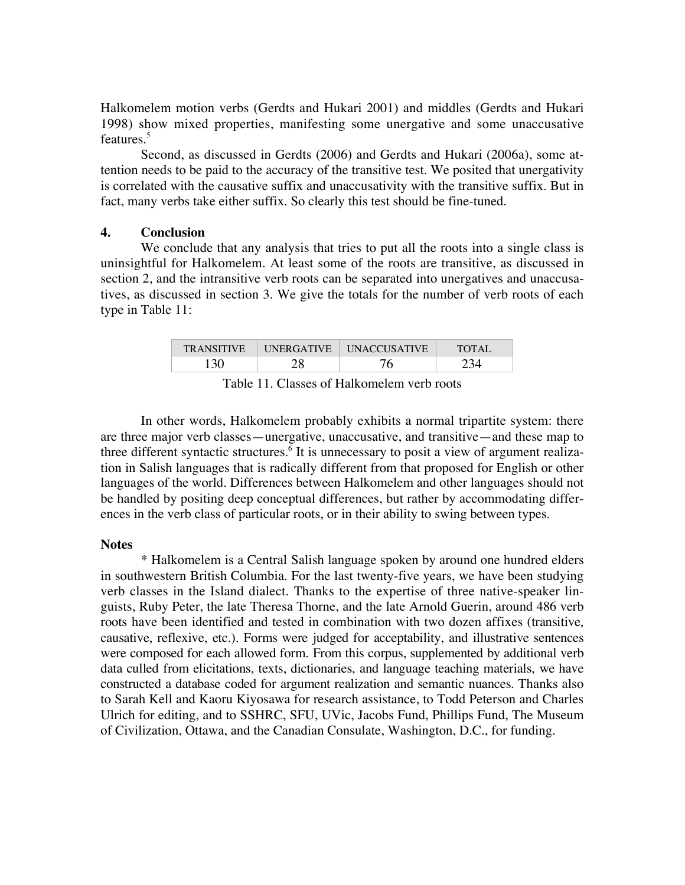Halkomelem motion verbs (Gerdts and Hukari 2001) and middles (Gerdts and Hukari 1998) show mixed properties, manifesting some unergative and some unaccusative features.[5]

Second, as discussed in Gerdts (2006) and Gerdts and Hukari (2006a), some attention needs to be paid to the accuracy of the transitive test. We posited that unergativity is correlated with the causative suffix and unaccusativity with the transitive suffix. But in fact, many verbs take either suffix. So clearly this test should be fine-tuned.

## 4. Conclusion

We conclude that any analysis that tries to put all the roots into a single class is uninsightful for Halkomelem. At least some of the roots are transitive, as discussed in section 2, and the intransitive verb roots can be separated into unergatives and unaccusatives, as discussed in section 3. We give the totals for the number of verb roots of each type in Table 11:

| TRANSITIVE | UNERGATIVE | UNACCUSATIVE | TOTAL |
|---|---|---|---|
| 130 | 28 | 76 | 234 |

Table 11. Classes of Halkomelem verb roots

In other words, Halkomelem probably exhibits a normal tripartite system: there are three major verb classes—unergative, unaccusative, and transitive—and these map to three different syntactic structures.[6] It is unnecessary to posit a view of argument realization in Salish languages that is radically different from that proposed for English or other languages of the world. Differences between Halkomelem and other languages should not be handled by positing deep conceptual differences, but rather by accommodating differences in the verb class of particular roots, or in their ability to swing between types.

### Notes

* Halkomelem is a Central Salish language spoken by around one hundred elders in southwestern British Columbia. For the last twenty-five years, we have been studying verb classes in the Island dialect. Thanks to the expertise of three native-speaker linguists, Ruby Peter, the late Theresa Thorne, and the late Arnold Guerin, around 486 verb roots have been identified and tested in combination with two dozen affixes (transitive, causative, reflexive, etc.). Forms were judged for acceptability, and illustrative sentences were composed for each allowed form. From this corpus, supplemented by additional verb data culled from elicitations, texts, dictionaries, and language teaching materials, we have constructed a database coded for argument realization and semantic nuances. Thanks also to Sarah Kell and Kaoru Kiyosawa for research assistance, to Todd Peterson and Charles Ulrich for editing, and to SSHRC, SFU, UVic, Jacobs Fund, Phillips Fund, The Museum of Civilization, Ottawa, and the Canadian Consulate, Washington, D.C., for funding.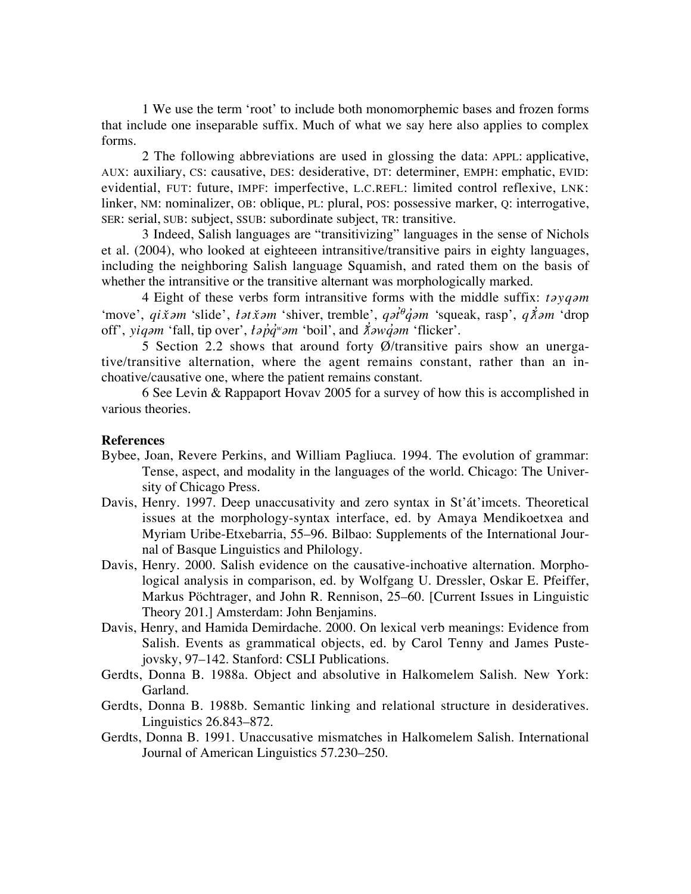1 We use the term 'root' to include both monomorphemic bases and frozen forms that include one inseparable suffix. Much of what we say here also applies to complex forms.

2 The following abbreviations are used in glossing the data: APPL: applicative, AUX: auxiliary, CS: causative, DES: desiderative, DT: determiner, EMPH: emphatic, EVID: evidential, FUT: future, IMPF: imperfective, L.C.REFL: limited control reflexive, LNK: linker, NM: nominalizer, OB: oblique, PL: plural, POS: possessive marker, Q: interrogative, SER: serial, SUB: subject, SSUB: subordinate subject, TR: transitive.

3 Indeed, Salish languages are "transitivizing" languages in the sense of Nichols et al. (2004), who looked at eighteeen intransitive/transitive pairs in eighty languages, including the neighboring Salish language Squamish, and rated them on the basis of whether the intransitive or the transitive alternant was morphologically marked.

4 Eight of these verbs form intransitive forms with the middle suffix: *təyqəm* 'move', *qix̌əm* 'slide', *ɬətx̌əm* 'shiver, tremble', *qət̓ᶿq̓əm* 'squeak, rasp', *qƛ̓əm* 'drop off', *yiqəm* 'fall, tip over', *ɬəp̓q̓ʷəm* 'boil', and *ƛ̓əwq̓əm* 'flicker'.

5 Section 2.2 shows that around forty Ø/transitive pairs show an unergative/transitive alternation, where the agent remains constant, rather than an inchoative/causative one, where the patient remains constant.

6 See Levin & Rappaport Hovav 2005 for a survey of how this is accomplished in various theories.

**References**

Bybee, Joan, Revere Perkins, and William Pagliuca. 1994. The evolution of grammar: Tense, aspect, and modality in the languages of the world. Chicago: The University of Chicago Press.

Davis, Henry. 1997. Deep unaccusativity and zero syntax in St'át'imcets. Theoretical issues at the morphology-syntax interface, ed. by Amaya Mendikoetxea and Myriam Uribe-Etxebarria, 55–96. Bilbao: Supplements of the International Journal of Basque Linguistics and Philology.

Davis, Henry. 2000. Salish evidence on the causative-inchoative alternation. Morphological analysis in comparison, ed. by Wolfgang U. Dressler, Oskar E. Pfeiffer, Markus Pöchtrager, and John R. Rennison, 25–60. [Current Issues in Linguistic Theory 201.] Amsterdam: John Benjamins.

Davis, Henry, and Hamida Demirdache. 2000. On lexical verb meanings: Evidence from Salish. Events as grammatical objects, ed. by Carol Tenny and James Pustejovsky, 97–142. Stanford: CSLI Publications.

Gerdts, Donna B. 1988a. Object and absolutive in Halkomelem Salish. New York: Garland.

Gerdts, Donna B. 1988b. Semantic linking and relational structure in desideratives. Linguistics 26.843–872.

Gerdts, Donna B. 1991. Unaccusative mismatches in Halkomelem Salish. International Journal of American Linguistics 57.230–250.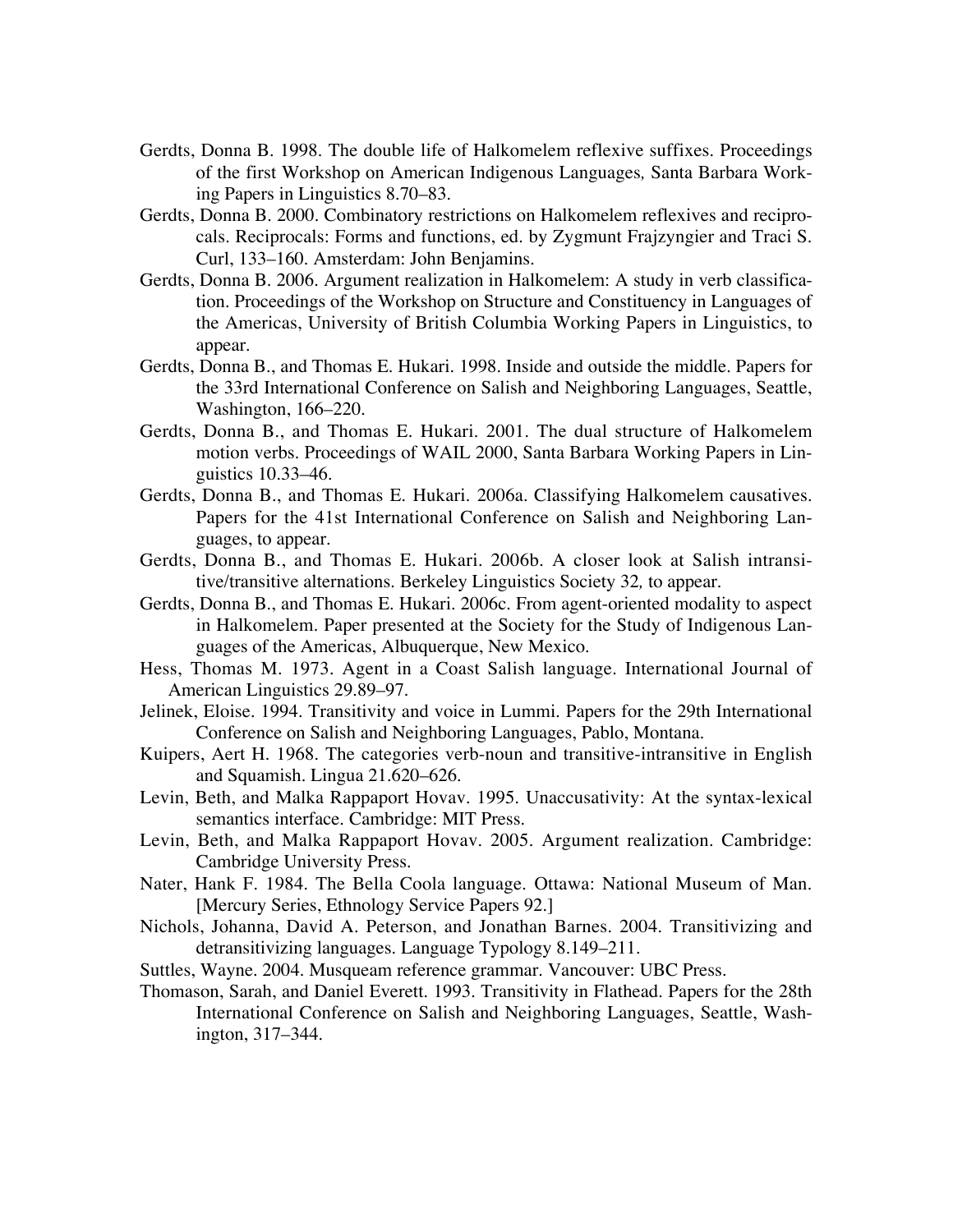Gerdts, Donna B. 1998. The double life of Halkomelem reflexive suffixes. Proceedings of the first Workshop on American Indigenous Languages*,* Santa Barbara Working Papers in Linguistics 8.70–83.

Gerdts, Donna B. 2000. Combinatory restrictions on Halkomelem reflexives and reciprocals. Reciprocals: Forms and functions, ed. by Zygmunt Frajzyngier and Traci S. Curl, 133–160. Amsterdam: John Benjamins.

Gerdts, Donna B. 2006. Argument realization in Halkomelem: A study in verb classification. Proceedings of the Workshop on Structure and Constituency in Languages of the Americas, University of British Columbia Working Papers in Linguistics, to appear.

Gerdts, Donna B., and Thomas E. Hukari. 1998. Inside and outside the middle. Papers for the 33rd International Conference on Salish and Neighboring Languages, Seattle, Washington, 166–220.

Gerdts, Donna B., and Thomas E. Hukari. 2001. The dual structure of Halkomelem motion verbs. Proceedings of WAIL 2000, Santa Barbara Working Papers in Linguistics 10.33–46.

Gerdts, Donna B., and Thomas E. Hukari. 2006a. Classifying Halkomelem causatives. Papers for the 41st International Conference on Salish and Neighboring Languages, to appear.

Gerdts, Donna B., and Thomas E. Hukari. 2006b. A closer look at Salish intransitive/transitive alternations. Berkeley Linguistics Society 32*,* to appear.

Gerdts, Donna B., and Thomas E. Hukari. 2006c. From agent-oriented modality to aspect in Halkomelem. Paper presented at the Society for the Study of Indigenous Languages of the Americas, Albuquerque, New Mexico.

Hess, Thomas M. 1973. Agent in a Coast Salish language. International Journal of American Linguistics 29.89–97.

Jelinek, Eloise. 1994. Transitivity and voice in Lummi. Papers for the 29th International Conference on Salish and Neighboring Languages, Pablo, Montana.

Kuipers, Aert H. 1968. The categories verb-noun and transitive-intransitive in English and Squamish. Lingua 21.620–626.

Levin, Beth, and Malka Rappaport Hovav. 1995. Unaccusativity: At the syntax-lexical semantics interface. Cambridge: MIT Press.

Levin, Beth, and Malka Rappaport Hovav. 2005. Argument realization. Cambridge: Cambridge University Press.

Nater, Hank F. 1984. The Bella Coola language. Ottawa: National Museum of Man. [Mercury Series, Ethnology Service Papers 92.]

Nichols, Johanna, David A. Peterson, and Jonathan Barnes. 2004. Transitivizing and detransitivizing languages. Language Typology 8.149–211.

Suttles, Wayne. 2004. Musqueam reference grammar. Vancouver: UBC Press.

Thomason, Sarah, and Daniel Everett. 1993. Transitivity in Flathead. Papers for the 28th International Conference on Salish and Neighboring Languages, Seattle, Washington, 317–344.